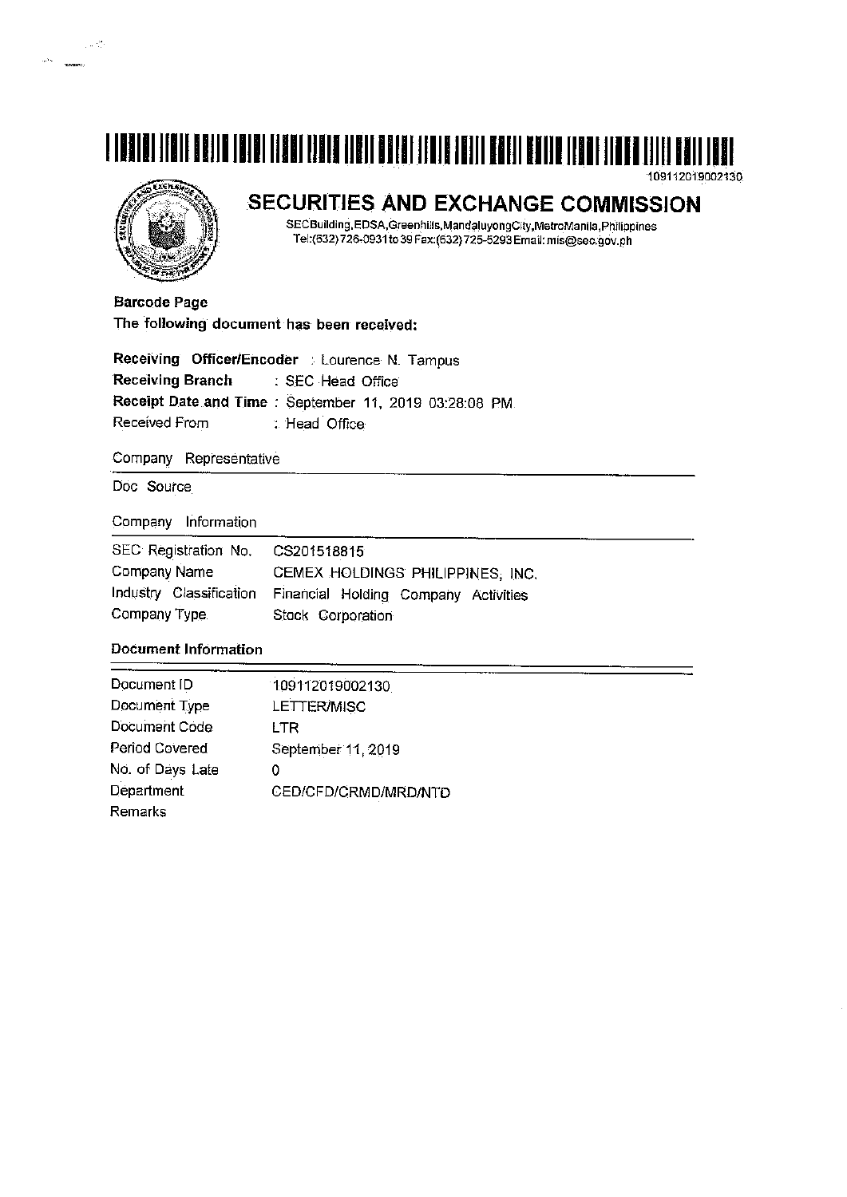109112019002130

# SECURITIES AND EXCHANGE COMMISSION

SECBuilding,EDSA,Greenhills,MandaluyongCity,MetroManila,Philippines
Tel:(632)726-0931to 39 Fax:(632)725-5293 Email: mis@sec.gov.ph

**Barcode Page**
**The following document has been received:**

**Receiving Officer/Encoder** : Lourence N. Tampus
**Receiving Branch** : SEC Head Office
**Receipt Date and Time** : September 11, 2019 03:28:08 PM
Received From : Head Office

Company Representative

Doc Source

Company Information

| | |
|---|---|
| SEC Registration No. | CS201518815 |
| Company Name | CEMEX HOLDINGS PHILIPPINES, INC. |
| Industry Classification | Financial Holding Company Activities |
| Company Type | Stock Corporation |

**Document Information**

| | |
|---|---|
| Document ID | 109112019002130 |
| Document Type | LETTER/MISC |
| Document Code | LTR |
| Period Covered | September 11, 2019 |
| No. of Days Late | 0 |
| Department | CED/CFD/CRMD/MRD/NTD |
| Remarks | |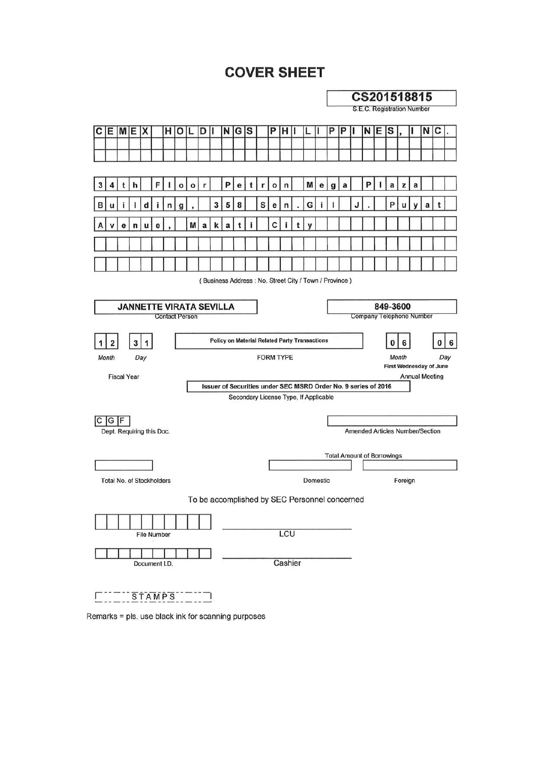# COVER SHEET

**CS201518815**
S.E.C. Registration Number

**CEMEX HOLDINGS PHILIPPINES, INC.**

34th Floor Petron Mega Plaza
Building, 358 Sen. Gil J. Puyat
Avenue, Makati City

(Business Address : No. Street City / Town / Province)

| **JANNETTE VIRATA SEVILLA** | **849-3600** |
|---|---|
| Contact Person | Company Telephone Number |

| 12 31 | **Policy on Material Related Party Transactions** | 06 06 |
|---|---|---|
| *Month* *Day* | FORM TYPE | *Month* *Day* |
| Fiscal Year | | **First Wednesday of June** |
| | | Annual Meeting |

**Issuer of Securities under SEC MSRD Order No. 9 series of 2016**
Secondary License Type, If Applicable

| CGF | |
|---|---|
| Dept. Requiring this Doc. | Amended Articles Number/Section |

| | Total Amount of Borrowings | |
|---|---|---|
| Total No. of Stockholders | Domestic | Foreign |

To be accomplished by SEC Personnel concerned

File Number — LCU

Document I.D. — Cashier

STAMPS

Remarks = pls. use black ink for scanning purposes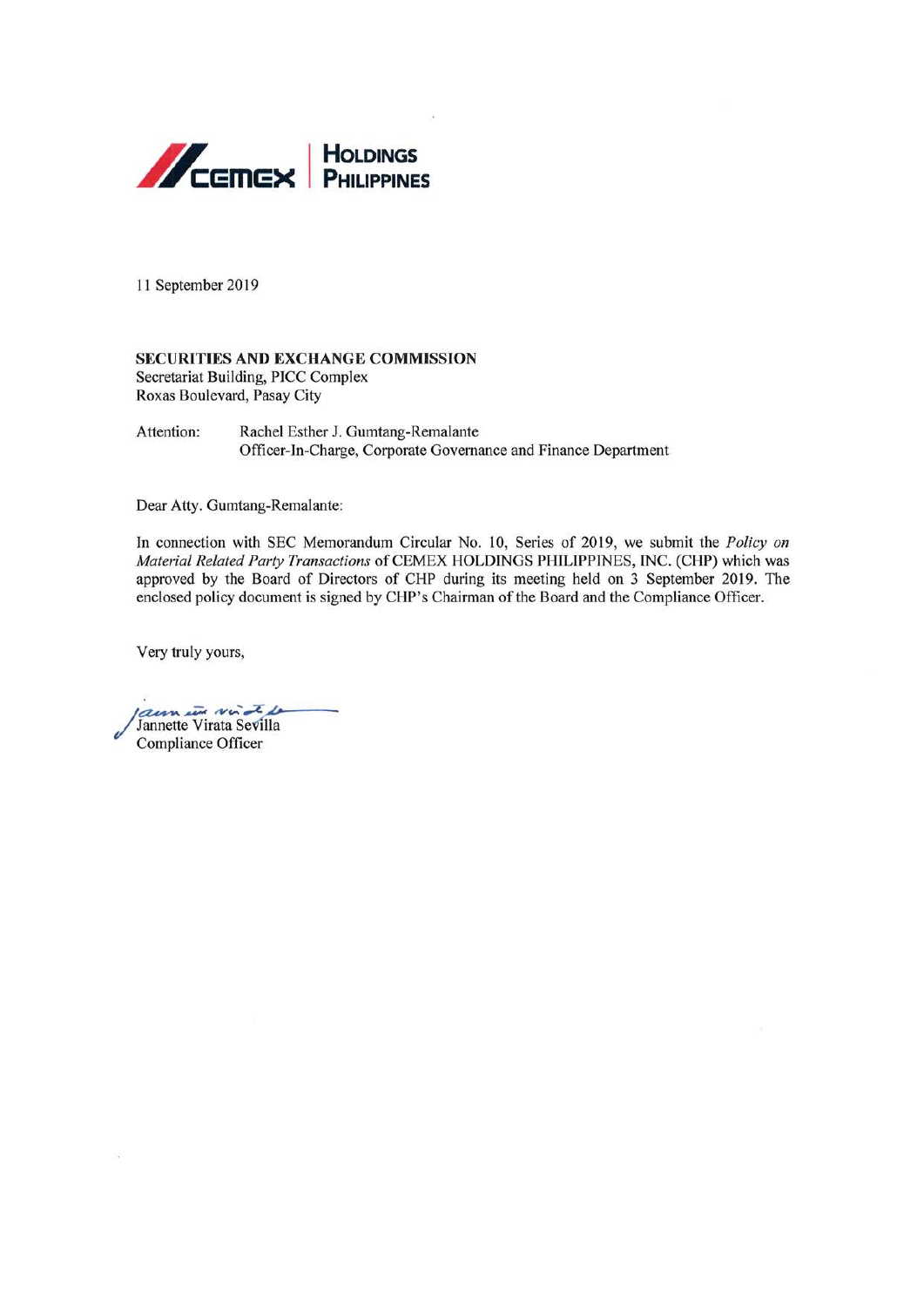CEMEX | HOLDINGS PHILIPPINES

11 September 2019

**SECURITIES AND EXCHANGE COMMISSION**
Secretariat Building, PICC Complex
Roxas Boulevard, Pasay City

Attention: Rachel Esther J. Gumtang-Remalante
Officer-In-Charge, Corporate Governance and Finance Department

Dear Atty. Gumtang-Remalante:

In connection with SEC Memorandum Circular No. 10, Series of 2019, we submit the *Policy on Material Related Party Transactions* of CEMEX HOLDINGS PHILIPPINES, INC. (CHP) which was approved by the Board of Directors of CHP during its meeting held on 3 September 2019. The enclosed policy document is signed by CHP's Chairman of the Board and the Compliance Officer.

Very truly yours,

Jannette Virata Sevilla
Compliance Officer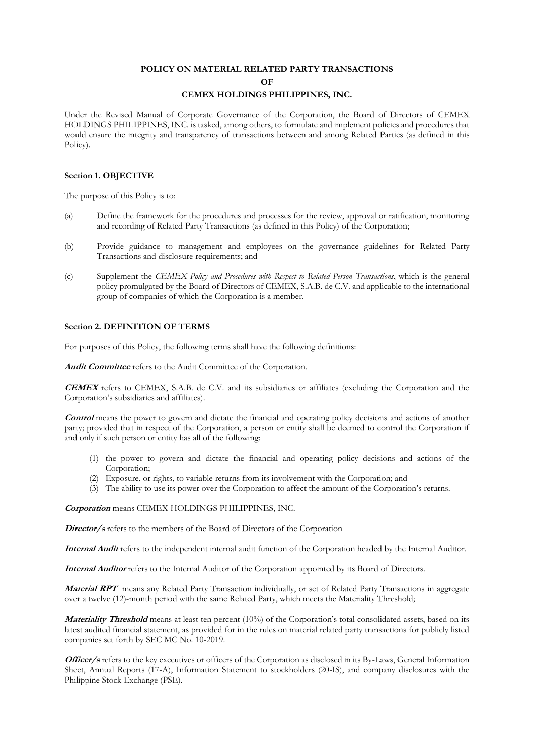**POLICY ON MATERIAL RELATED PARTY TRANSACTIONS**
**OF**
**CEMEX HOLDINGS PHILIPPINES, INC.**

Under the Revised Manual of Corporate Governance of the Corporation, the Board of Directors of CEMEX HOLDINGS PHILIPPINES, INC. is tasked, among others, to formulate and implement policies and procedures that would ensure the integrity and transparency of transactions between and among Related Parties (as defined in this Policy).

**Section 1. OBJECTIVE**

The purpose of this Policy is to:

(a) Define the framework for the procedures and processes for the review, approval or ratification, monitoring and recording of Related Party Transactions (as defined in this Policy) of the Corporation;

(b) Provide guidance to management and employees on the governance guidelines for Related Party Transactions and disclosure requirements; and

(c) Supplement the *CEMEX Policy and Procedures with Respect to Related Person Transactions*, which is the general policy promulgated by the Board of Directors of CEMEX, S.A.B. de C.V. and applicable to the international group of companies of which the Corporation is a member.

**Section 2. DEFINITION OF TERMS**

For purposes of this Policy, the following terms shall have the following definitions:

***Audit Committee*** refers to the Audit Committee of the Corporation.

***CEMEX*** refers to CEMEX, S.A.B. de C.V. and its subsidiaries or affiliates (excluding the Corporation and the Corporation's subsidiaries and affiliates).

***Control*** means the power to govern and dictate the financial and operating policy decisions and actions of another party; provided that in respect of the Corporation, a person or entity shall be deemed to control the Corporation if and only if such person or entity has all of the following:

(1) the power to govern and dictate the financial and operating policy decisions and actions of the Corporation;
(2) Exposure, or rights, to variable returns from its involvement with the Corporation; and
(3) The ability to use its power over the Corporation to affect the amount of the Corporation's returns.

***Corporation*** means CEMEX HOLDINGS PHILIPPINES, INC.

***Director/s*** refers to the members of the Board of Directors of the Corporation

***Internal Audit*** refers to the independent internal audit function of the Corporation headed by the Internal Auditor.

***Internal Auditor*** refers to the Internal Auditor of the Corporation appointed by its Board of Directors.

***Material RPT*** means any Related Party Transaction individually, or set of Related Party Transactions in aggregate over a twelve (12)-month period with the same Related Party, which meets the Materiality Threshold;

***Materiality Threshold*** means at least ten percent (10%) of the Corporation's total consolidated assets, based on its latest audited financial statement, as provided for in the rules on material related party transactions for publicly listed companies set forth by SEC MC No. 10-2019.

***Officer/s*** refers to the key executives or officers of the Corporation as disclosed in its By-Laws, General Information Sheet, Annual Reports (17-A), Information Statement to stockholders (20-IS), and company disclosures with the Philippine Stock Exchange (PSE).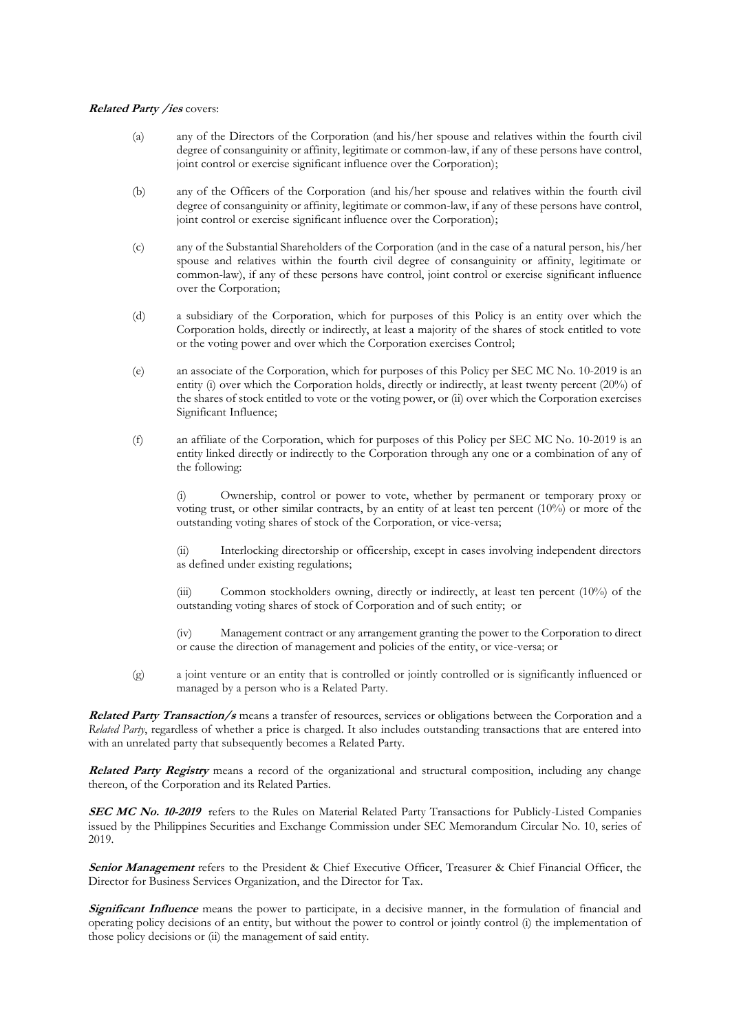***Related Party /ies*** covers:

(a) any of the Directors of the Corporation (and his/her spouse and relatives within the fourth civil degree of consanguinity or affinity, legitimate or common-law, if any of these persons have control, joint control or exercise significant influence over the Corporation);

(b) any of the Officers of the Corporation (and his/her spouse and relatives within the fourth civil degree of consanguinity or affinity, legitimate or common-law, if any of these persons have control, joint control or exercise significant influence over the Corporation);

(c) any of the Substantial Shareholders of the Corporation (and in the case of a natural person, his/her spouse and relatives within the fourth civil degree of consanguinity or affinity, legitimate or common-law), if any of these persons have control, joint control or exercise significant influence over the Corporation;

(d) a subsidiary of the Corporation, which for purposes of this Policy is an entity over which the Corporation holds, directly or indirectly, at least a majority of the shares of stock entitled to vote or the voting power and over which the Corporation exercises Control;

(e) an associate of the Corporation, which for purposes of this Policy per SEC MC No. 10-2019 is an entity (i) over which the Corporation holds, directly or indirectly, at least twenty percent (20%) of the shares of stock entitled to vote or the voting power, or (ii) over which the Corporation exercises Significant Influence;

(f) an affiliate of the Corporation, which for purposes of this Policy per SEC MC No. 10-2019 is an entity linked directly or indirectly to the Corporation through any one or a combination of any of the following:

(i) Ownership, control or power to vote, whether by permanent or temporary proxy or voting trust, or other similar contracts, by an entity of at least ten percent (10%) or more of the outstanding voting shares of stock of the Corporation, or vice-versa;

(ii) Interlocking directorship or officership, except in cases involving independent directors as defined under existing regulations;

(iii) Common stockholders owning, directly or indirectly, at least ten percent (10%) of the outstanding voting shares of stock of Corporation and of such entity; or

(iv) Management contract or any arrangement granting the power to the Corporation to direct or cause the direction of management and policies of the entity, or vice-versa; or

(g) a joint venture or an entity that is controlled or jointly controlled or is significantly influenced or managed by a person who is a Related Party.

***Related Party Transaction/s*** means a transfer of resources, services or obligations between the Corporation and a *Related Party*, regardless of whether a price is charged. It also includes outstanding transactions that are entered into with an unrelated party that subsequently becomes a Related Party.

***Related Party Registry*** means a record of the organizational and structural composition, including any change thereon, of the Corporation and its Related Parties.

***SEC MC No. 10-2019*** refers to the Rules on Material Related Party Transactions for Publicly-Listed Companies issued by the Philippines Securities and Exchange Commission under SEC Memorandum Circular No. 10, series of 2019.

***Senior Management*** refers to the President & Chief Executive Officer, Treasurer & Chief Financial Officer, the Director for Business Services Organization, and the Director for Tax.

***Significant Influence*** means the power to participate, in a decisive manner, in the formulation of financial and operating policy decisions of an entity, but without the power to control or jointly control (i) the implementation of those policy decisions or (ii) the management of said entity.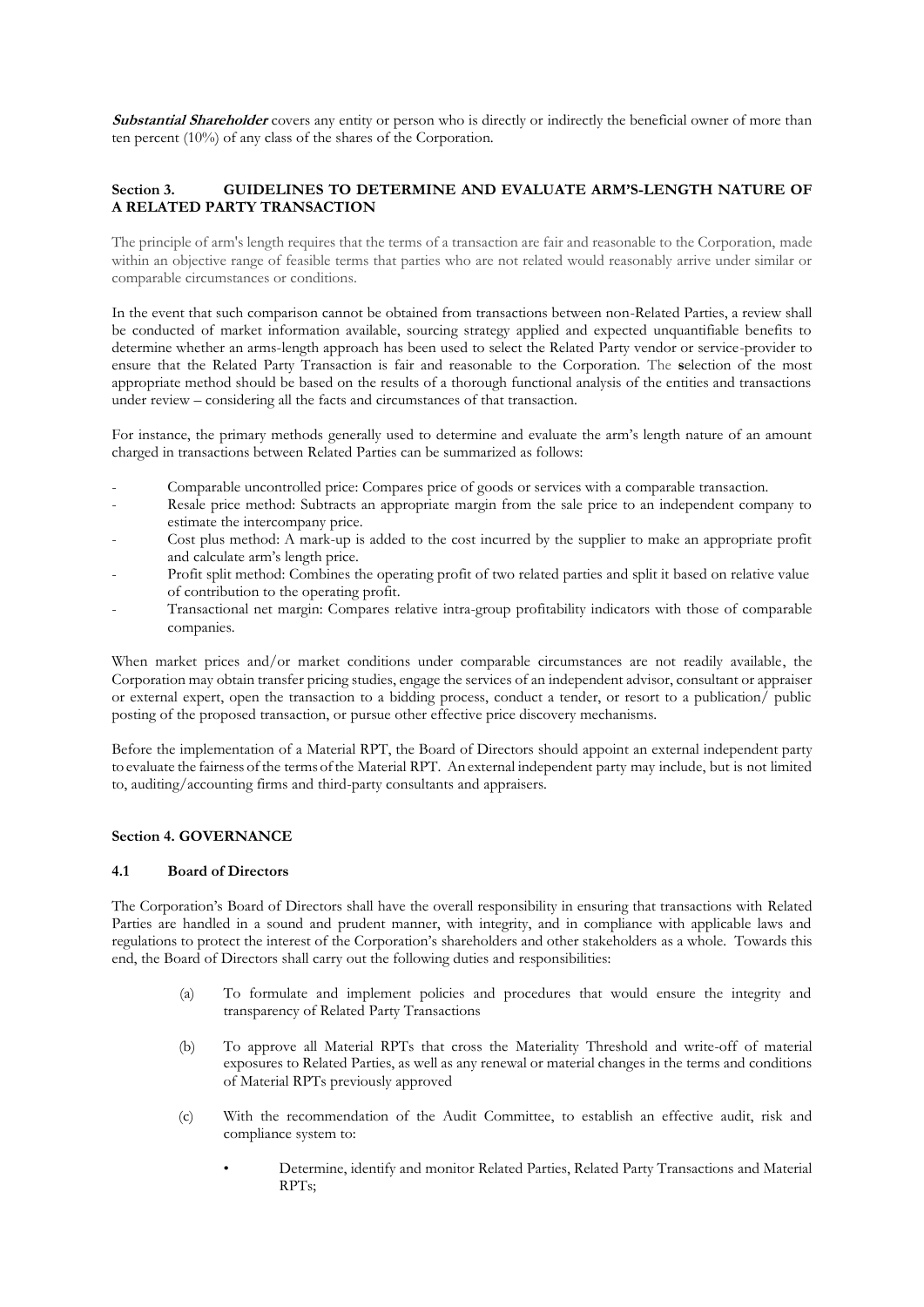***Substantial Shareholder*** covers any entity or person who is directly or indirectly the beneficial owner of more than ten percent (10%) of any class of the shares of the Corporation.

## Section 3. GUIDELINES TO DETERMINE AND EVALUATE ARM'S-LENGTH NATURE OF A RELATED PARTY TRANSACTION

The principle of arm's length requires that the terms of a transaction are fair and reasonable to the Corporation, made within an objective range of feasible terms that parties who are not related would reasonably arrive under similar or comparable circumstances or conditions.

In the event that such comparison cannot be obtained from transactions between non-Related Parties, a review shall be conducted of market information available, sourcing strategy applied and expected unquantifiable benefits to determine whether an arms-length approach has been used to select the Related Party vendor or service-provider to ensure that the Related Party Transaction is fair and reasonable to the Corporation. The selection of the most appropriate method should be based on the results of a thorough functional analysis of the entities and transactions under review – considering all the facts and circumstances of that transaction.

For instance, the primary methods generally used to determine and evaluate the arm's length nature of an amount charged in transactions between Related Parties can be summarized as follows:

- Comparable uncontrolled price: Compares price of goods or services with a comparable transaction.
- Resale price method: Subtracts an appropriate margin from the sale price to an independent company to estimate the intercompany price.
- Cost plus method: A mark-up is added to the cost incurred by the supplier to make an appropriate profit and calculate arm's length price.
- Profit split method: Combines the operating profit of two related parties and split it based on relative value of contribution to the operating profit.
- Transactional net margin: Compares relative intra-group profitability indicators with those of comparable companies.

When market prices and/or market conditions under comparable circumstances are not readily available, the Corporation may obtain transfer pricing studies, engage the services of an independent advisor, consultant or appraiser or external expert, open the transaction to a bidding process, conduct a tender, or resort to a publication/ public posting of the proposed transaction, or pursue other effective price discovery mechanisms.

Before the implementation of a Material RPT, the Board of Directors should appoint an external independent party to evaluate the fairness of the terms of the Material RPT. An external independent party may include, but is not limited to, auditing/accounting firms and third-party consultants and appraisers.

## Section 4. GOVERNANCE

### 4.1 Board of Directors

The Corporation's Board of Directors shall have the overall responsibility in ensuring that transactions with Related Parties are handled in a sound and prudent manner, with integrity, and in compliance with applicable laws and regulations to protect the interest of the Corporation's shareholders and other stakeholders as a whole. Towards this end, the Board of Directors shall carry out the following duties and responsibilities:

(a) To formulate and implement policies and procedures that would ensure the integrity and transparency of Related Party Transactions

(b) To approve all Material RPTs that cross the Materiality Threshold and write-off of material exposures to Related Parties, as well as any renewal or material changes in the terms and conditions of Material RPTs previously approved

(c) With the recommendation of the Audit Committee, to establish an effective audit, risk and compliance system to:

- Determine, identify and monitor Related Parties, Related Party Transactions and Material RPTs;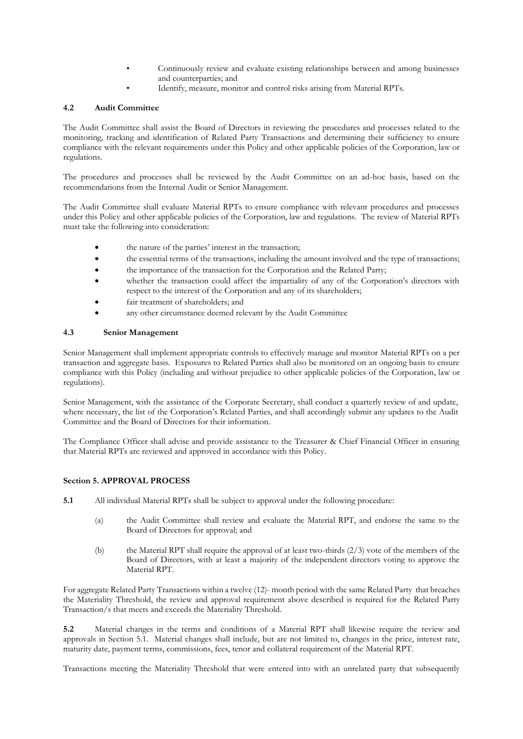- Continuously review and evaluate existing relationships between and among businesses and counterparties; and
- Identify, measure, monitor and control risks arising from Material RPTs.

### 4.2 Audit Committee

The Audit Committee shall assist the Board of Directors in reviewing the procedures and processes related to the monitoring, tracking and identification of Related Party Transactions and determining their sufficiency to ensure compliance with the relevant requirements under this Policy and other applicable policies of the Corporation, law or regulations.

The procedures and processes shall be reviewed by the Audit Committee on an ad-hoc basis, based on the recommendations from the Internal Audit or Senior Management.

The Audit Committee shall evaluate Material RPTs to ensure compliance with relevant procedures and processes under this Policy and other applicable policies of the Corporation, law and regulations. The review of Material RPTs must take the following into consideration:

- the nature of the parties' interest in the transaction;
- the essential terms of the transactions, including the amount involved and the type of transactions;
- the importance of the transaction for the Corporation and the Related Party;
- whether the transaction could affect the impartiality of any of the Corporation's directors with respect to the interest of the Corporation and any of its shareholders;
- fair treatment of shareholders; and
- any other circumstance deemed relevant by the Audit Committee

### 4.3 Senior Management

Senior Management shall implement appropriate controls to effectively manage and monitor Material RPTs on a per transaction and aggregate basis. Exposures to Related Parties shall also be monitored on an ongoing basis to ensure compliance with this Policy (including and without prejudice to other applicable policies of the Corporation, law or regulations).

Senior Management, with the assistance of the Corporate Secretary, shall conduct a quarterly review of and update, where necessary, the list of the Corporation's Related Parties, and shall accordingly submit any updates to the Audit Committee and the Board of Directors for their information.

The Compliance Officer shall advise and provide assistance to the Treasurer & Chief Financial Officer in ensuring that Material RPTs are reviewed and approved in accordance with this Policy.

## Section 5. APPROVAL PROCESS

**5.1** All individual Material RPTs shall be subject to approval under the following procedure:

(a) the Audit Committee shall review and evaluate the Material RPT, and endorse the same to the Board of Directors for approval; and

(b) the Material RPT shall require the approval of at least two-thirds (2/3) vote of the members of the Board of Directors, with at least a majority of the independent directors voting to approve the Material RPT.

For aggregate Related Party Transactions within a twelve (12)- month period with the same Related Party that breaches the Materiality Threshold, the review and approval requirement above described is required for the Related Party Transaction/s that meets and exceeds the Materiality Threshold.

**5.2** Material changes in the terms and conditions of a Material RPT shall likewise require the review and approvals in Section 5.1. Material changes shall include, but are not limited to, changes in the price, interest rate, maturity date, payment terms, commissions, fees, tenor and collateral requirement of the Material RPT.

Transactions meeting the Materiality Threshold that were entered into with an unrelated party that subsequently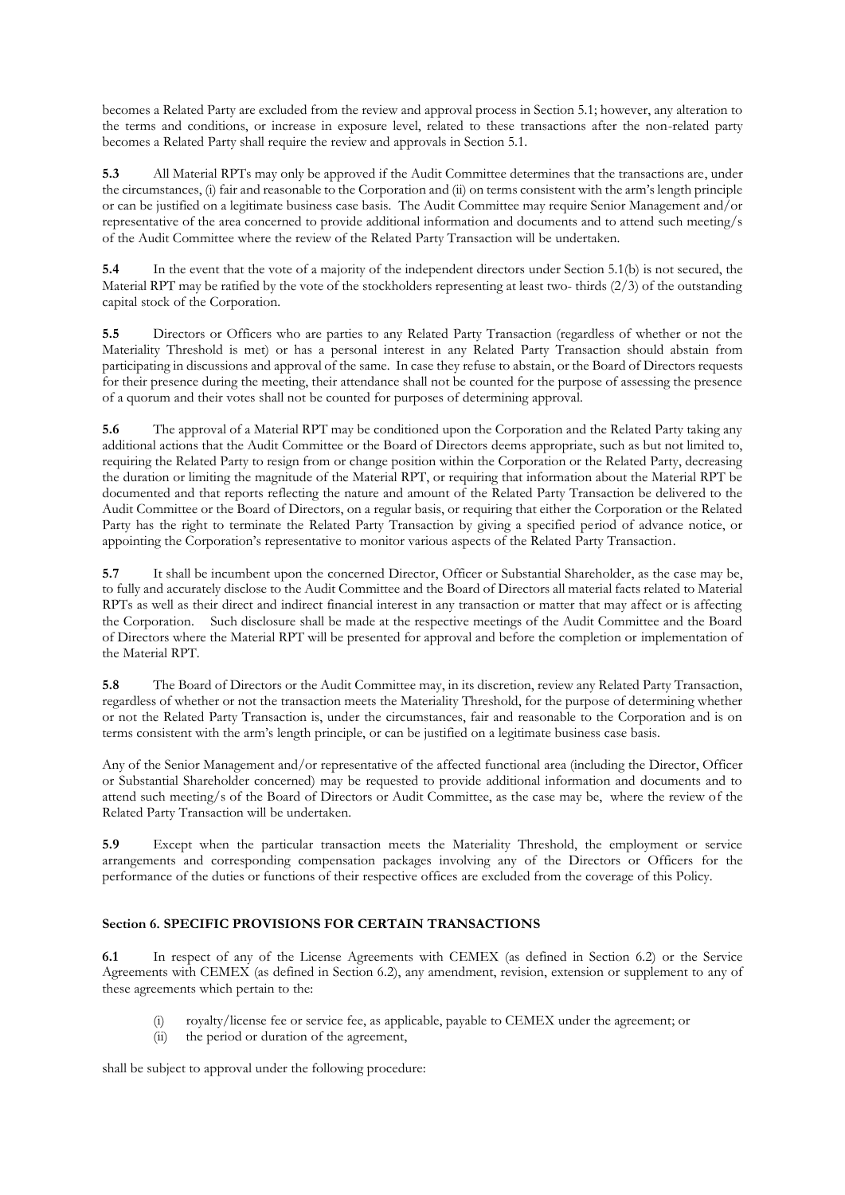becomes a Related Party are excluded from the review and approval process in Section 5.1; however, any alteration to the terms and conditions, or increase in exposure level, related to these transactions after the non-related party becomes a Related Party shall require the review and approvals in Section 5.1.

**5.3** All Material RPTs may only be approved if the Audit Committee determines that the transactions are, under the circumstances, (i) fair and reasonable to the Corporation and (ii) on terms consistent with the arm's length principle or can be justified on a legitimate business case basis. The Audit Committee may require Senior Management and/or representative of the area concerned to provide additional information and documents and to attend such meeting/s of the Audit Committee where the review of the Related Party Transaction will be undertaken.

**5.4** In the event that the vote of a majority of the independent directors under Section 5.1(b) is not secured, the Material RPT may be ratified by the vote of the stockholders representing at least two- thirds (2/3) of the outstanding capital stock of the Corporation.

**5.5** Directors or Officers who are parties to any Related Party Transaction (regardless of whether or not the Materiality Threshold is met) or has a personal interest in any Related Party Transaction should abstain from participating in discussions and approval of the same. In case they refuse to abstain, or the Board of Directors requests for their presence during the meeting, their attendance shall not be counted for the purpose of assessing the presence of a quorum and their votes shall not be counted for purposes of determining approval.

**5.6** The approval of a Material RPT may be conditioned upon the Corporation and the Related Party taking any additional actions that the Audit Committee or the Board of Directors deems appropriate, such as but not limited to, requiring the Related Party to resign from or change position within the Corporation or the Related Party, decreasing the duration or limiting the magnitude of the Material RPT, or requiring that information about the Material RPT be documented and that reports reflecting the nature and amount of the Related Party Transaction be delivered to the Audit Committee or the Board of Directors, on a regular basis, or requiring that either the Corporation or the Related Party has the right to terminate the Related Party Transaction by giving a specified period of advance notice, or appointing the Corporation's representative to monitor various aspects of the Related Party Transaction.

**5.7** It shall be incumbent upon the concerned Director, Officer or Substantial Shareholder, as the case may be, to fully and accurately disclose to the Audit Committee and the Board of Directors all material facts related to Material RPTs as well as their direct and indirect financial interest in any transaction or matter that may affect or is affecting the Corporation. Such disclosure shall be made at the respective meetings of the Audit Committee and the Board of Directors where the Material RPT will be presented for approval and before the completion or implementation of the Material RPT.

**5.8** The Board of Directors or the Audit Committee may, in its discretion, review any Related Party Transaction, regardless of whether or not the transaction meets the Materiality Threshold, for the purpose of determining whether or not the Related Party Transaction is, under the circumstances, fair and reasonable to the Corporation and is on terms consistent with the arm's length principle, or can be justified on a legitimate business case basis.

Any of the Senior Management and/or representative of the affected functional area (including the Director, Officer or Substantial Shareholder concerned) may be requested to provide additional information and documents and to attend such meeting/s of the Board of Directors or Audit Committee, as the case may be, where the review of the Related Party Transaction will be undertaken.

**5.9** Except when the particular transaction meets the Materiality Threshold, the employment or service arrangements and corresponding compensation packages involving any of the Directors or Officers for the performance of the duties or functions of their respective offices are excluded from the coverage of this Policy.

### Section 6. SPECIFIC PROVISIONS FOR CERTAIN TRANSACTIONS

**6.1** In respect of any of the License Agreements with CEMEX (as defined in Section 6.2) or the Service Agreements with CEMEX (as defined in Section 6.2), any amendment, revision, extension or supplement to any of these agreements which pertain to the:

(i) royalty/license fee or service fee, as applicable, payable to CEMEX under the agreement; or
(ii) the period or duration of the agreement,

shall be subject to approval under the following procedure: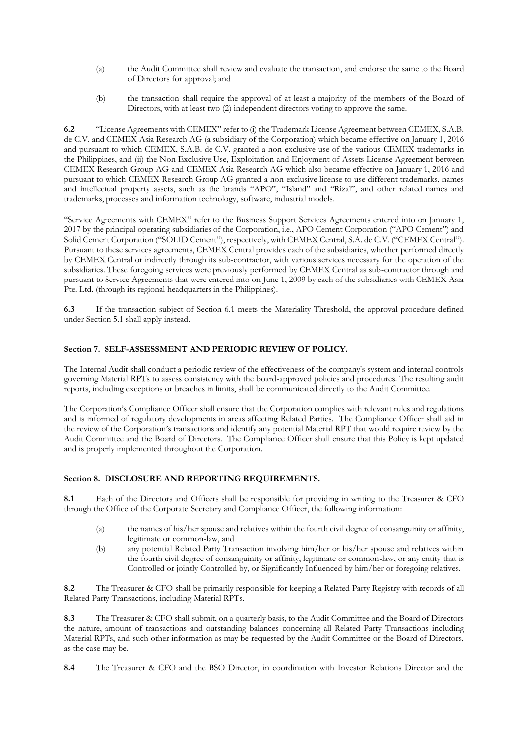(a) the Audit Committee shall review and evaluate the transaction, and endorse the same to the Board of Directors for approval; and

(b) the transaction shall require the approval of at least a majority of the members of the Board of Directors, with at least two (2) independent directors voting to approve the same.

**6.2** "License Agreements with CEMEX" refer to (i) the Trademark License Agreement between CEMEX, S.A.B. de C.V. and CEMEX Asia Research AG (a subsidiary of the Corporation) which became effective on January 1, 2016 and pursuant to which CEMEX, S.A.B. de C.V. granted a non-exclusive use of the various CEMEX trademarks in the Philippines, and (ii) the Non Exclusive Use, Exploitation and Enjoyment of Assets License Agreement between CEMEX Research Group AG and CEMEX Asia Research AG which also became effective on January 1, 2016 and pursuant to which CEMEX Research Group AG granted a non-exclusive license to use different trademarks, names and intellectual property assets, such as the brands "APO", "Island" and "Rizal", and other related names and trademarks, processes and information technology, software, industrial models.

"Service Agreements with CEMEX" refer to the Business Support Services Agreements entered into on January 1, 2017 by the principal operating subsidiaries of the Corporation, i.e., APO Cement Corporation ("APO Cement") and Solid Cement Corporation ("SOLID Cement"), respectively, with CEMEX Central, S.A. de C.V. ("CEMEX Central"). Pursuant to these services agreements, CEMEX Central provides each of the subsidiaries, whether performed directly by CEMEX Central or indirectly through its sub-contractor, with various services necessary for the operation of the subsidiaries. These foregoing services were previously performed by CEMEX Central as sub-contractor through and pursuant to Service Agreements that were entered into on June 1, 2009 by each of the subsidiaries with CEMEX Asia Pte. Ltd. (through its regional headquarters in the Philippines).

**6.3** If the transaction subject of Section 6.1 meets the Materiality Threshold, the approval procedure defined under Section 5.1 shall apply instead.

### Section 7. SELF-ASSESSMENT AND PERIODIC REVIEW OF POLICY.

The Internal Audit shall conduct a periodic review of the effectiveness of the company's system and internal controls governing Material RPTs to assess consistency with the board-approved policies and procedures. The resulting audit reports, including exceptions or breaches in limits, shall be communicated directly to the Audit Committee.

The Corporation's Compliance Officer shall ensure that the Corporation complies with relevant rules and regulations and is informed of regulatory developments in areas affecting Related Parties. The Compliance Officer shall aid in the review of the Corporation's transactions and identify any potential Material RPT that would require review by the Audit Committee and the Board of Directors. The Compliance Officer shall ensure that this Policy is kept updated and is properly implemented throughout the Corporation.

### Section 8. DISCLOSURE AND REPORTING REQUIREMENTS.

**8.1** Each of the Directors and Officers shall be responsible for providing in writing to the Treasurer & CFO through the Office of the Corporate Secretary and Compliance Officer, the following information:

(a) the names of his/her spouse and relatives within the fourth civil degree of consanguinity or affinity, legitimate or common-law, and

(b) any potential Related Party Transaction involving him/her or his/her spouse and relatives within the fourth civil degree of consanguinity or affinity, legitimate or common-law, or any entity that is Controlled or jointly Controlled by, or Significantly Influenced by him/her or foregoing relatives.

**8.2** The Treasurer & CFO shall be primarily responsible for keeping a Related Party Registry with records of all Related Party Transactions, including Material RPTs.

**8.3** The Treasurer & CFO shall submit, on a quarterly basis, to the Audit Committee and the Board of Directors the nature, amount of transactions and outstanding balances concerning all Related Party Transactions including Material RPTs, and such other information as may be requested by the Audit Committee or the Board of Directors, as the case may be.

**8.4** The Treasurer & CFO and the BSO Director, in coordination with Investor Relations Director and the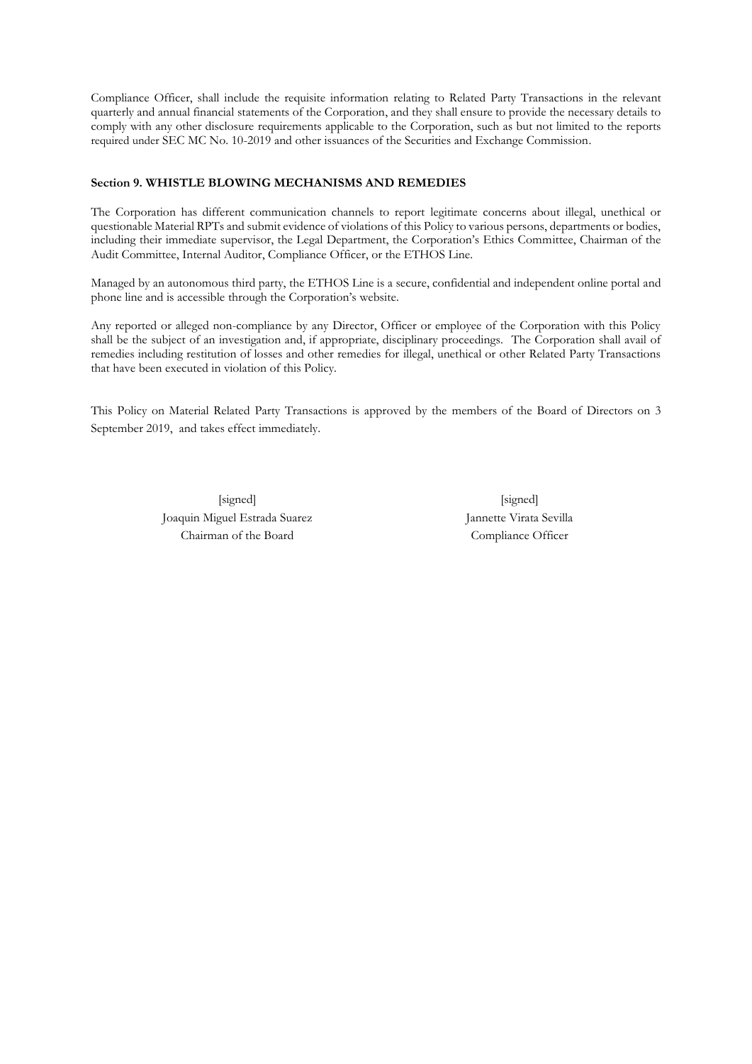Compliance Officer, shall include the requisite information relating to Related Party Transactions in the relevant quarterly and annual financial statements of the Corporation, and they shall ensure to provide the necessary details to comply with any other disclosure requirements applicable to the Corporation, such as but not limited to the reports required under SEC MC No. 10-2019 and other issuances of the Securities and Exchange Commission.

**Section 9. WHISTLE BLOWING MECHANISMS AND REMEDIES**

The Corporation has different communication channels to report legitimate concerns about illegal, unethical or questionable Material RPTs and submit evidence of violations of this Policy to various persons, departments or bodies, including their immediate supervisor, the Legal Department, the Corporation's Ethics Committee, Chairman of the Audit Committee, Internal Auditor, Compliance Officer, or the ETHOS Line.

Managed by an autonomous third party, the ETHOS Line is a secure, confidential and independent online portal and phone line and is accessible through the Corporation's website.

Any reported or alleged non-compliance by any Director, Officer or employee of the Corporation with this Policy shall be the subject of an investigation and, if appropriate, disciplinary proceedings. The Corporation shall avail of remedies including restitution of losses and other remedies for illegal, unethical or other Related Party Transactions that have been executed in violation of this Policy.

This Policy on Material Related Party Transactions is approved by the members of the Board of Directors on 3 September 2019, and takes effect immediately.

[signed]
Joaquin Miguel Estrada Suarez
Chairman of the Board

[signed]
Jannette Virata Sevilla
Compliance Officer